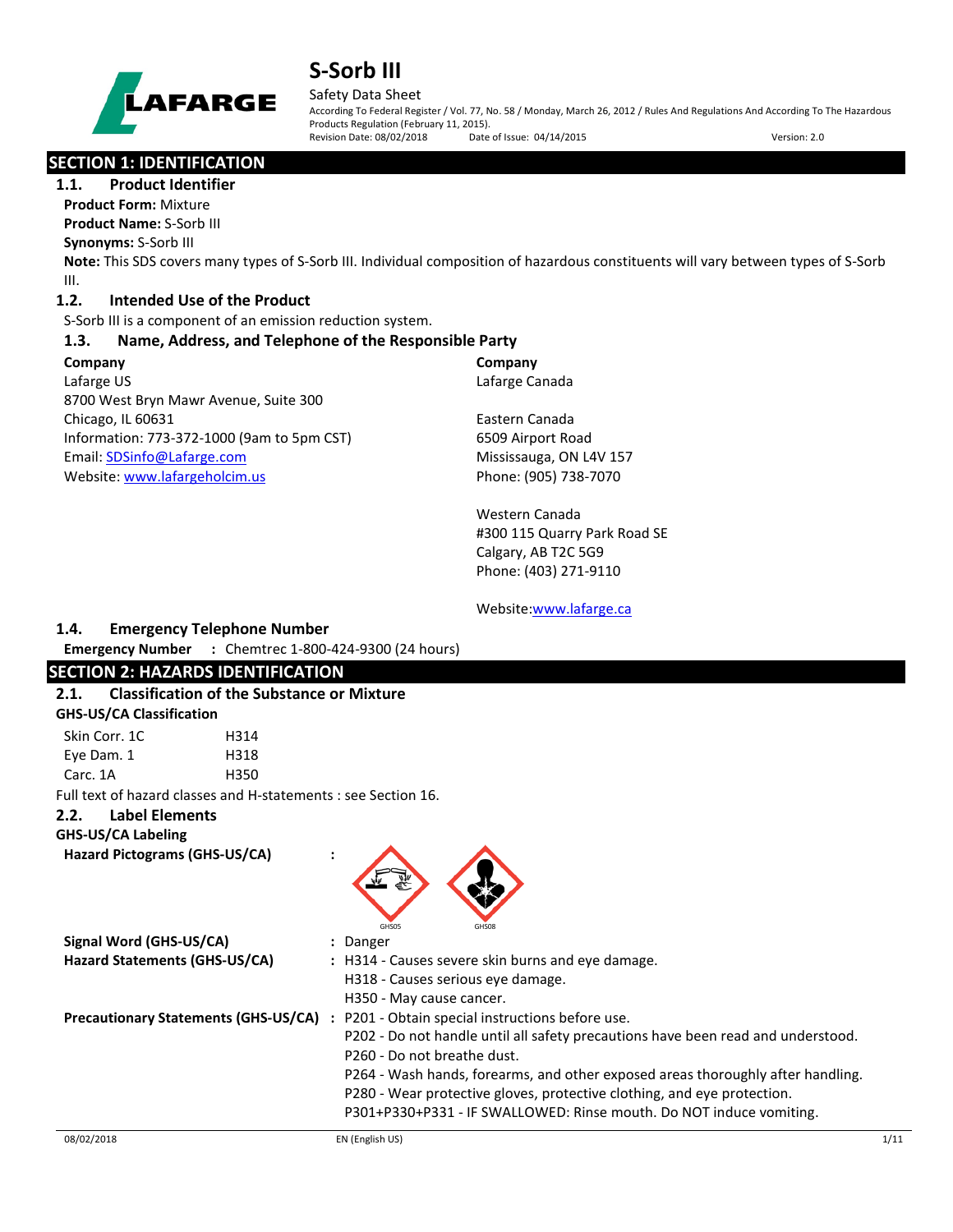# S-Sorb III

Safety Data Sheet

According To Federal Register / Vol. 77, No. 58 / Monday, March 26, 2012 / Rules And Regulations And According To The Hazardous Products Regulation (February 11, 2015).

Revision Date: 08/02/2018 Date of Issue: 04/14/2015 Version: 2.0

## SECTION 1: IDENTIFICATION

### 1.1. Product Identifier

**Product Form:** Mixture

**Product Name:** S-Sorb III

**Synonyms:** S-Sorb III

**Note:** This SDS covers many types of S-Sorb III. Individual composition of hazardous constituents will vary between types of S-Sorb III.

### 1.2. Intended Use of the Product

S-Sorb III is a component of an emission reduction system.

### 1.3. Name, Address, and Telephone of the Responsible Party

**Company**
Lafarge US
8700 West Bryn Mawr Avenue, Suite 300
Chicago, IL 60631
Information: 773-372-1000 (9am to 5pm CST)
Email: SDSinfo@Lafarge.com
Website: www.lafargeholcim.us

**Company**
Lafarge Canada

Eastern Canada
6509 Airport Road
Mississauga, ON L4V 157
Phone: (905) 738-7070

Western Canada
#300 115 Quarry Park Road SE
Calgary, AB T2C 5G9
Phone: (403) 271-9110

Website: www.lafarge.ca

### 1.4. Emergency Telephone Number

**Emergency Number** : Chemtrec 1-800-424-9300 (24 hours)

## SECTION 2: HAZARDS IDENTIFICATION

### 2.1. Classification of the Substance or Mixture

**GHS-US/CA Classification**

| | |
|---|---|
| Skin Corr. 1C | H314 |
| Eye Dam. 1 | H318 |
| Carc. 1A | H350 |

Full text of hazard classes and H-statements : see Section 16.

### 2.2. Label Elements

**GHS-US/CA Labeling**

**Hazard Pictograms (GHS-US/CA)** :

GHS05 GHS08

**Signal Word (GHS-US/CA)** : Danger

**Hazard Statements (GHS-US/CA)** : H314 - Causes severe skin burns and eye damage.
H318 - Causes serious eye damage.
H350 - May cause cancer.

**Precautionary Statements (GHS-US/CA)** : P201 - Obtain special instructions before use.
P202 - Do not handle until all safety precautions have been read and understood.
P260 - Do not breathe dust.
P264 - Wash hands, forearms, and other exposed areas thoroughly after handling.
P280 - Wear protective gloves, protective clothing, and eye protection.
P301+P330+P331 - IF SWALLOWED: Rinse mouth. Do NOT induce vomiting.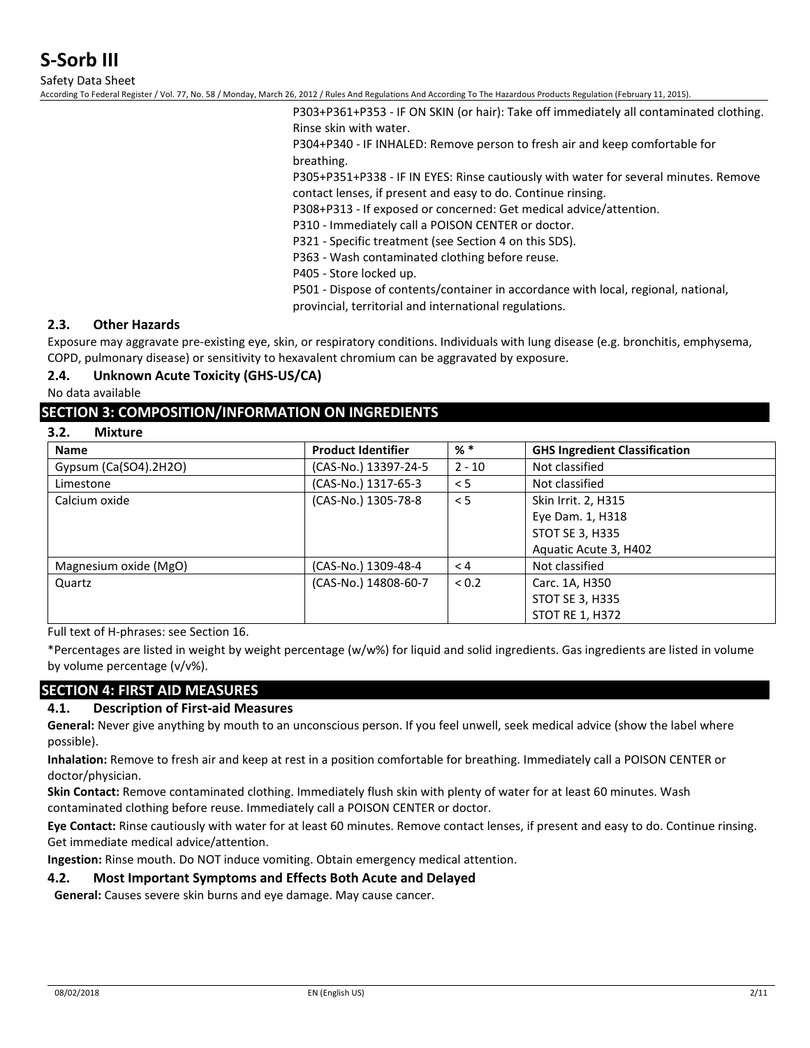P303+P361+P353 - IF ON SKIN (or hair): Take off immediately all contaminated clothing. Rinse skin with water.

P304+P340 - IF INHALED: Remove person to fresh air and keep comfortable for breathing.

P305+P351+P338 - IF IN EYES: Rinse cautiously with water for several minutes. Remove contact lenses, if present and easy to do. Continue rinsing.

P308+P313 - If exposed or concerned: Get medical advice/attention.

P310 - Immediately call a POISON CENTER or doctor.

P321 - Specific treatment (see Section 4 on this SDS).

P363 - Wash contaminated clothing before reuse.

P405 - Store locked up.

P501 - Dispose of contents/container in accordance with local, regional, national, provincial, territorial and international regulations.

### 2.3. Other Hazards

Exposure may aggravate pre-existing eye, skin, or respiratory conditions. Individuals with lung disease (e.g. bronchitis, emphysema, COPD, pulmonary disease) or sensitivity to hexavalent chromium can be aggravated by exposure.

### 2.4. Unknown Acute Toxicity (GHS-US/CA)

No data available

## SECTION 3: COMPOSITION/INFORMATION ON INGREDIENTS

### 3.2. Mixture

| Name | Product Identifier | % * | GHS Ingredient Classification |
|---|---|---|---|
| Gypsum (Ca(SO4).2H2O) | (CAS-No.) 13397-24-5 | 2 - 10 | Not classified |
| Limestone | (CAS-No.) 1317-65-3 | < 5 | Not classified |
| Calcium oxide | (CAS-No.) 1305-78-8 | < 5 | Skin Irrit. 2, H315<br>Eye Dam. 1, H318<br>STOT SE 3, H335<br>Aquatic Acute 3, H402 |
| Magnesium oxide (MgO) | (CAS-No.) 1309-48-4 | < 4 | Not classified |
| Quartz | (CAS-No.) 14808-60-7 | < 0.2 | Carc. 1A, H350<br>STOT SE 3, H335<br>STOT RE 1, H372 |

Full text of H-phrases: see Section 16.

*Percentages are listed in weight by weight percentage (w/w%) for liquid and solid ingredients. Gas ingredients are listed in volume by volume percentage (v/v%).

## SECTION 4: FIRST AID MEASURES

### 4.1. Description of First-aid Measures

**General:** Never give anything by mouth to an unconscious person. If you feel unwell, seek medical advice (show the label where possible).

**Inhalation:** Remove to fresh air and keep at rest in a position comfortable for breathing. Immediately call a POISON CENTER or doctor/physician.

**Skin Contact:** Remove contaminated clothing. Immediately flush skin with plenty of water for at least 60 minutes. Wash contaminated clothing before reuse. Immediately call a POISON CENTER or doctor.

**Eye Contact:** Rinse cautiously with water for at least 60 minutes. Remove contact lenses, if present and easy to do. Continue rinsing. Get immediate medical advice/attention.

**Ingestion:** Rinse mouth. Do NOT induce vomiting. Obtain emergency medical attention.

### 4.2. Most Important Symptoms and Effects Both Acute and Delayed

**General:** Causes severe skin burns and eye damage. May cause cancer.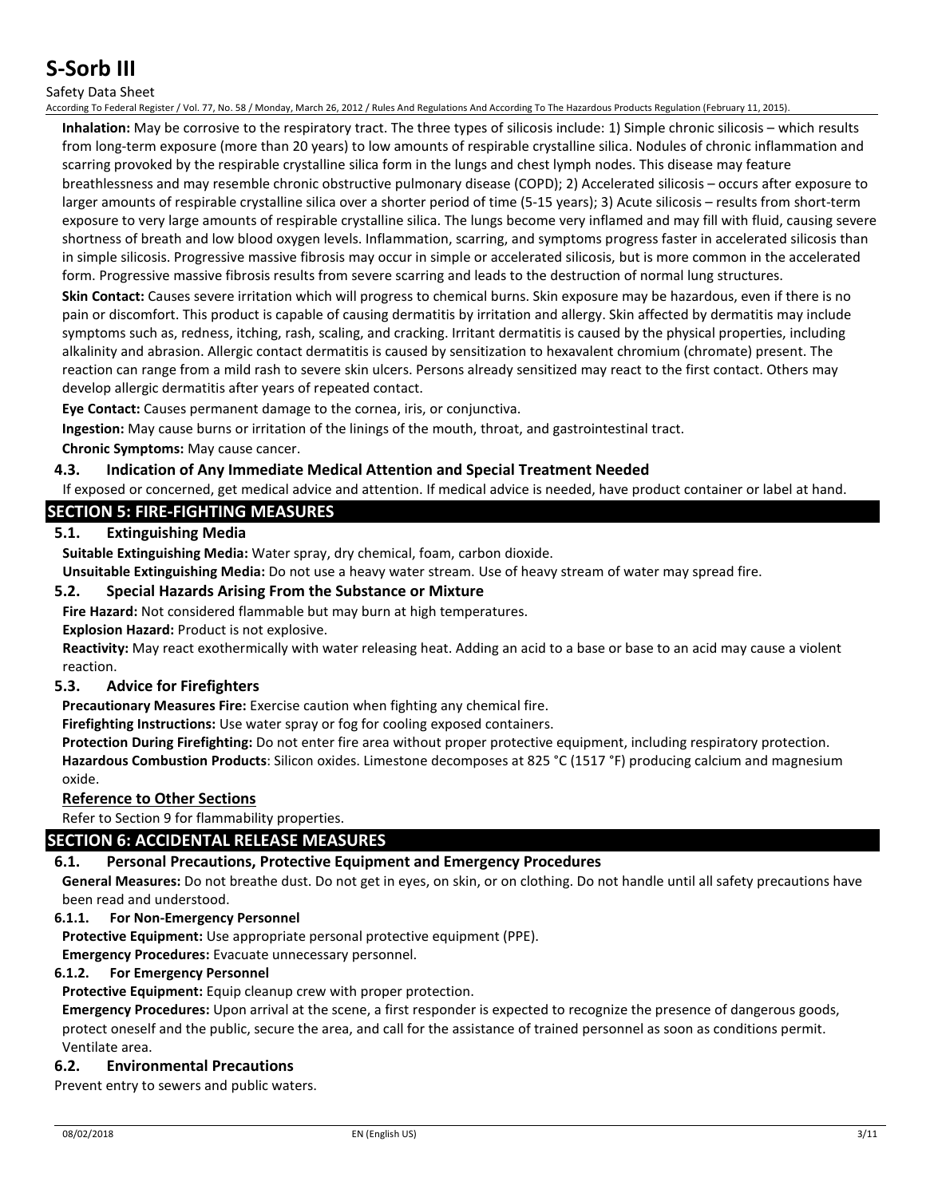**Inhalation:** May be corrosive to the respiratory tract. The three types of silicosis include: 1) Simple chronic silicosis – which results from long-term exposure (more than 20 years) to low amounts of respirable crystalline silica. Nodules of chronic inflammation and scarring provoked by the respirable crystalline silica form in the lungs and chest lymph nodes. This disease may feature breathlessness and may resemble chronic obstructive pulmonary disease (COPD); 2) Accelerated silicosis – occurs after exposure to larger amounts of respirable crystalline silica over a shorter period of time (5-15 years); 3) Acute silicosis – results from short-term exposure to very large amounts of respirable crystalline silica. The lungs become very inflamed and may fill with fluid, causing severe shortness of breath and low blood oxygen levels. Inflammation, scarring, and symptoms progress faster in accelerated silicosis than in simple silicosis. Progressive massive fibrosis may occur in simple or accelerated silicosis, but is more common in the accelerated form. Progressive massive fibrosis results from severe scarring and leads to the destruction of normal lung structures.

**Skin Contact:** Causes severe irritation which will progress to chemical burns. Skin exposure may be hazardous, even if there is no pain or discomfort. This product is capable of causing dermatitis by irritation and allergy. Skin affected by dermatitis may include symptoms such as, redness, itching, rash, scaling, and cracking. Irritant dermatitis is caused by the physical properties, including alkalinity and abrasion. Allergic contact dermatitis is caused by sensitization to hexavalent chromium (chromate) present. The reaction can range from a mild rash to severe skin ulcers. Persons already sensitized may react to the first contact. Others may develop allergic dermatitis after years of repeated contact.

**Eye Contact:** Causes permanent damage to the cornea, iris, or conjunctiva.

**Ingestion:** May cause burns or irritation of the linings of the mouth, throat, and gastrointestinal tract.

**Chronic Symptoms:** May cause cancer.

### 4.3. Indication of Any Immediate Medical Attention and Special Treatment Needed

If exposed or concerned, get medical advice and attention. If medical advice is needed, have product container or label at hand.

## SECTION 5: FIRE-FIGHTING MEASURES

### 5.1. Extinguishing Media

**Suitable Extinguishing Media:** Water spray, dry chemical, foam, carbon dioxide.

**Unsuitable Extinguishing Media:** Do not use a heavy water stream. Use of heavy stream of water may spread fire.

### 5.2. Special Hazards Arising From the Substance or Mixture

**Fire Hazard:** Not considered flammable but may burn at high temperatures.

**Explosion Hazard:** Product is not explosive.

**Reactivity:** May react exothermically with water releasing heat. Adding an acid to a base or base to an acid may cause a violent reaction.

### 5.3. Advice for Firefighters

**Precautionary Measures Fire:** Exercise caution when fighting any chemical fire.

**Firefighting Instructions:** Use water spray or fog for cooling exposed containers.

**Protection During Firefighting:** Do not enter fire area without proper protective equipment, including respiratory protection.

**Hazardous Combustion Products**: Silicon oxides. Limestone decomposes at 825 °C (1517 °F) producing calcium and magnesium oxide.

**Reference to Other Sections**

Refer to Section 9 for flammability properties.

## SECTION 6: ACCIDENTAL RELEASE MEASURES

### 6.1. Personal Precautions, Protective Equipment and Emergency Procedures

**General Measures:** Do not breathe dust. Do not get in eyes, on skin, or on clothing. Do not handle until all safety precautions have been read and understood.

#### 6.1.1. For Non-Emergency Personnel

**Protective Equipment:** Use appropriate personal protective equipment (PPE).

**Emergency Procedures:** Evacuate unnecessary personnel.

#### 6.1.2. For Emergency Personnel

**Protective Equipment:** Equip cleanup crew with proper protection.

**Emergency Procedures:** Upon arrival at the scene, a first responder is expected to recognize the presence of dangerous goods, protect oneself and the public, secure the area, and call for the assistance of trained personnel as soon as conditions permit. Ventilate area.

### 6.2. Environmental Precautions

Prevent entry to sewers and public waters.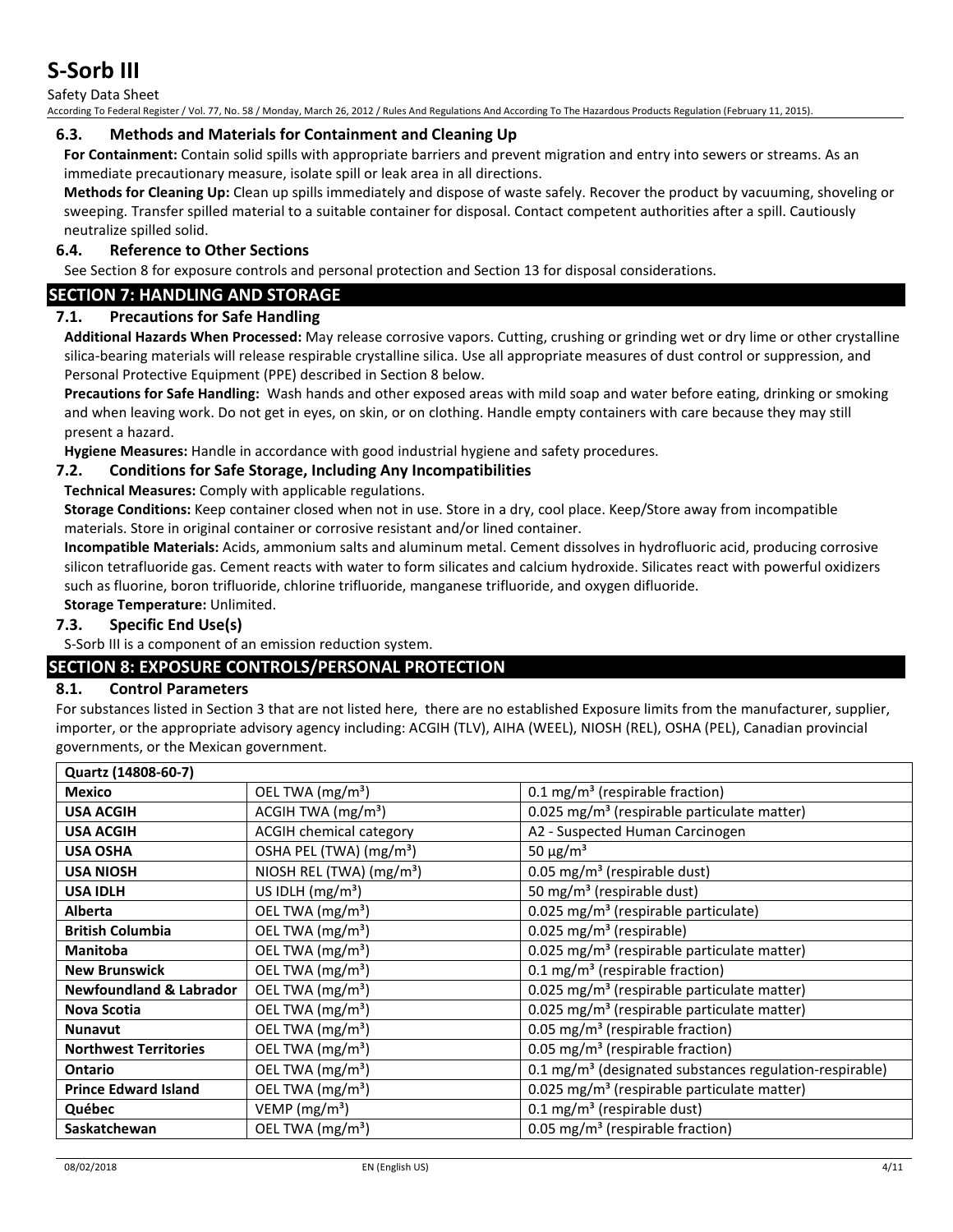### 6.3. Methods and Materials for Containment and Cleaning Up

**For Containment:** Contain solid spills with appropriate barriers and prevent migration and entry into sewers or streams. As an immediate precautionary measure, isolate spill or leak area in all directions.

**Methods for Cleaning Up:** Clean up spills immediately and dispose of waste safely. Recover the product by vacuuming, shoveling or sweeping. Transfer spilled material to a suitable container for disposal. Contact competent authorities after a spill. Cautiously neutralize spilled solid.

### 6.4. Reference to Other Sections

See Section 8 for exposure controls and personal protection and Section 13 for disposal considerations.

## SECTION 7: HANDLING AND STORAGE

### 7.1. Precautions for Safe Handling

**Additional Hazards When Processed:** May release corrosive vapors. Cutting, crushing or grinding wet or dry lime or other crystalline silica-bearing materials will release respirable crystalline silica. Use all appropriate measures of dust control or suppression, and Personal Protective Equipment (PPE) described in Section 8 below.

**Precautions for Safe Handling:** Wash hands and other exposed areas with mild soap and water before eating, drinking or smoking and when leaving work. Do not get in eyes, on skin, or on clothing. Handle empty containers with care because they may still present a hazard.

**Hygiene Measures:** Handle in accordance with good industrial hygiene and safety procedures.

### 7.2. Conditions for Safe Storage, Including Any Incompatibilities

**Technical Measures:** Comply with applicable regulations.

**Storage Conditions:** Keep container closed when not in use. Store in a dry, cool place. Keep/Store away from incompatible materials. Store in original container or corrosive resistant and/or lined container.

**Incompatible Materials:** Acids, ammonium salts and aluminum metal. Cement dissolves in hydrofluoric acid, producing corrosive silicon tetrafluoride gas. Cement reacts with water to form silicates and calcium hydroxide. Silicates react with powerful oxidizers such as fluorine, boron trifluoride, chlorine trifluoride, manganese trifluoride, and oxygen difluoride.

**Storage Temperature:** Unlimited.

### 7.3. Specific End Use(s)

S-Sorb III is a component of an emission reduction system.

## SECTION 8: EXPOSURE CONTROLS/PERSONAL PROTECTION

### 8.1. Control Parameters

For substances listed in Section 3 that are not listed here, there are no established Exposure limits from the manufacturer, supplier, importer, or the appropriate advisory agency including: ACGIH (TLV), AIHA (WEEL), NIOSH (REL), OSHA (PEL), Canadian provincial governments, or the Mexican government.

| Quartz (14808-60-7) | | |
|---|---|---|
| **Mexico** | OEL TWA (mg/m³) | 0.1 mg/m³ (respirable fraction) |
| **USA ACGIH** | ACGIH TWA (mg/m³) | 0.025 mg/m³ (respirable particulate matter) |
| **USA ACGIH** | ACGIH chemical category | A2 - Suspected Human Carcinogen |
| **USA OSHA** | OSHA PEL (TWA) (mg/m³) | 50 µg/m³ |
| **USA NIOSH** | NIOSH REL (TWA) (mg/m³) | 0.05 mg/m³ (respirable dust) |
| **USA IDLH** | US IDLH (mg/m³) | 50 mg/m³ (respirable dust) |
| **Alberta** | OEL TWA (mg/m³) | 0.025 mg/m³ (respirable particulate) |
| **British Columbia** | OEL TWA (mg/m³) | 0.025 mg/m³ (respirable) |
| **Manitoba** | OEL TWA (mg/m³) | 0.025 mg/m³ (respirable particulate matter) |
| **New Brunswick** | OEL TWA (mg/m³) | 0.1 mg/m³ (respirable fraction) |
| **Newfoundland & Labrador** | OEL TWA (mg/m³) | 0.025 mg/m³ (respirable particulate matter) |
| **Nova Scotia** | OEL TWA (mg/m³) | 0.025 mg/m³ (respirable particulate matter) |
| **Nunavut** | OEL TWA (mg/m³) | 0.05 mg/m³ (respirable fraction) |
| **Northwest Territories** | OEL TWA (mg/m³) | 0.05 mg/m³ (respirable fraction) |
| **Ontario** | OEL TWA (mg/m³) | 0.1 mg/m³ (designated substances regulation-respirable) |
| **Prince Edward Island** | OEL TWA (mg/m³) | 0.025 mg/m³ (respirable particulate matter) |
| **Québec** | VEMP (mg/m³) | 0.1 mg/m³ (respirable dust) |
| **Saskatchewan** | OEL TWA (mg/m³) | 0.05 mg/m³ (respirable fraction) |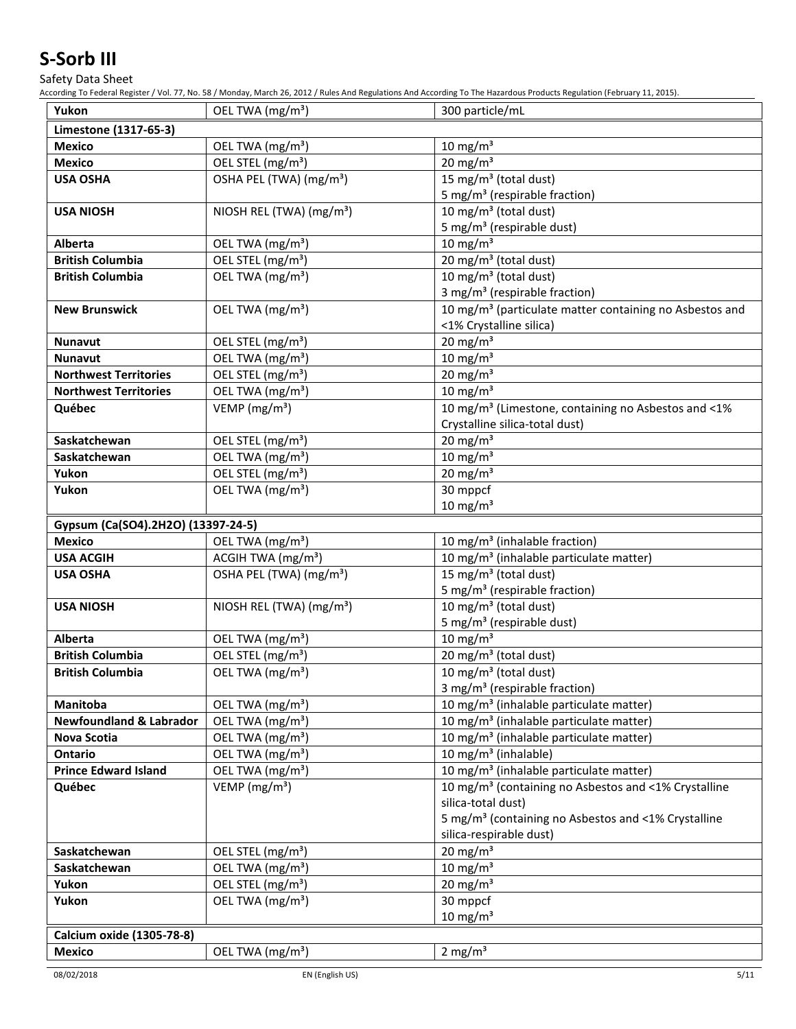| | | |
|---|---|---|
| **Yukon** | OEL TWA (mg/m³) | 300 particle/mL |
| **Limestone (1317-65-3)** | | |
| **Mexico** | OEL TWA (mg/m³) | 10 mg/m³ |
| **Mexico** | OEL STEL (mg/m³) | 20 mg/m³ |
| **USA OSHA** | OSHA PEL (TWA) (mg/m³) | 15 mg/m³ (total dust)<br>5 mg/m³ (respirable fraction) |
| **USA NIOSH** | NIOSH REL (TWA) (mg/m³) | 10 mg/m³ (total dust)<br>5 mg/m³ (respirable dust) |
| **Alberta** | OEL TWA (mg/m³) | 10 mg/m³ |
| **British Columbia** | OEL STEL (mg/m³) | 20 mg/m³ (total dust) |
| **British Columbia** | OEL TWA (mg/m³) | 10 mg/m³ (total dust)<br>3 mg/m³ (respirable fraction) |
| **New Brunswick** | OEL TWA (mg/m³) | 10 mg/m³ (particulate matter containing no Asbestos and <1% Crystalline silica) |
| **Nunavut** | OEL STEL (mg/m³) | 20 mg/m³ |
| **Nunavut** | OEL TWA (mg/m³) | 10 mg/m³ |
| **Northwest Territories** | OEL STEL (mg/m³) | 20 mg/m³ |
| **Northwest Territories** | OEL TWA (mg/m³) | 10 mg/m³ |
| **Québec** | VEMP (mg/m³) | 10 mg/m³ (Limestone, containing no Asbestos and <1% Crystalline silica-total dust) |
| **Saskatchewan** | OEL STEL (mg/m³) | 20 mg/m³ |
| **Saskatchewan** | OEL TWA (mg/m³) | 10 mg/m³ |
| **Yukon** | OEL STEL (mg/m³) | 20 mg/m³ |
| **Yukon** | OEL TWA (mg/m³) | 30 mppcf<br>10 mg/m³ |
| **Gypsum (Ca(SO4).2H2O) (13397-24-5)** | | |
| **Mexico** | OEL TWA (mg/m³) | 10 mg/m³ (inhalable fraction) |
| **USA ACGIH** | ACGIH TWA (mg/m³) | 10 mg/m³ (inhalable particulate matter) |
| **USA OSHA** | OSHA PEL (TWA) (mg/m³) | 15 mg/m³ (total dust)<br>5 mg/m³ (respirable fraction) |
| **USA NIOSH** | NIOSH REL (TWA) (mg/m³) | 10 mg/m³ (total dust)<br>5 mg/m³ (respirable dust) |
| **Alberta** | OEL TWA (mg/m³) | 10 mg/m³ |
| **British Columbia** | OEL STEL (mg/m³) | 20 mg/m³ (total dust) |
| **British Columbia** | OEL TWA (mg/m³) | 10 mg/m³ (total dust)<br>3 mg/m³ (respirable fraction) |
| **Manitoba** | OEL TWA (mg/m³) | 10 mg/m³ (inhalable particulate matter) |
| **Newfoundland & Labrador** | OEL TWA (mg/m³) | 10 mg/m³ (inhalable particulate matter) |
| **Nova Scotia** | OEL TWA (mg/m³) | 10 mg/m³ (inhalable particulate matter) |
| **Ontario** | OEL TWA (mg/m³) | 10 mg/m³ (inhalable) |
| **Prince Edward Island** | OEL TWA (mg/m³) | 10 mg/m³ (inhalable particulate matter) |
| **Québec** | VEMP (mg/m³) | 10 mg/m³ (containing no Asbestos and <1% Crystalline silica-total dust)<br>5 mg/m³ (containing no Asbestos and <1% Crystalline silica-respirable dust) |
| **Saskatchewan** | OEL STEL (mg/m³) | 20 mg/m³ |
| **Saskatchewan** | OEL TWA (mg/m³) | 10 mg/m³ |
| **Yukon** | OEL STEL (mg/m³) | 20 mg/m³ |
| **Yukon** | OEL TWA (mg/m³) | 30 mppcf<br>10 mg/m³ |
| **Calcium oxide (1305-78-8)** | | |
| **Mexico** | OEL TWA (mg/m³) | 2 mg/m³ |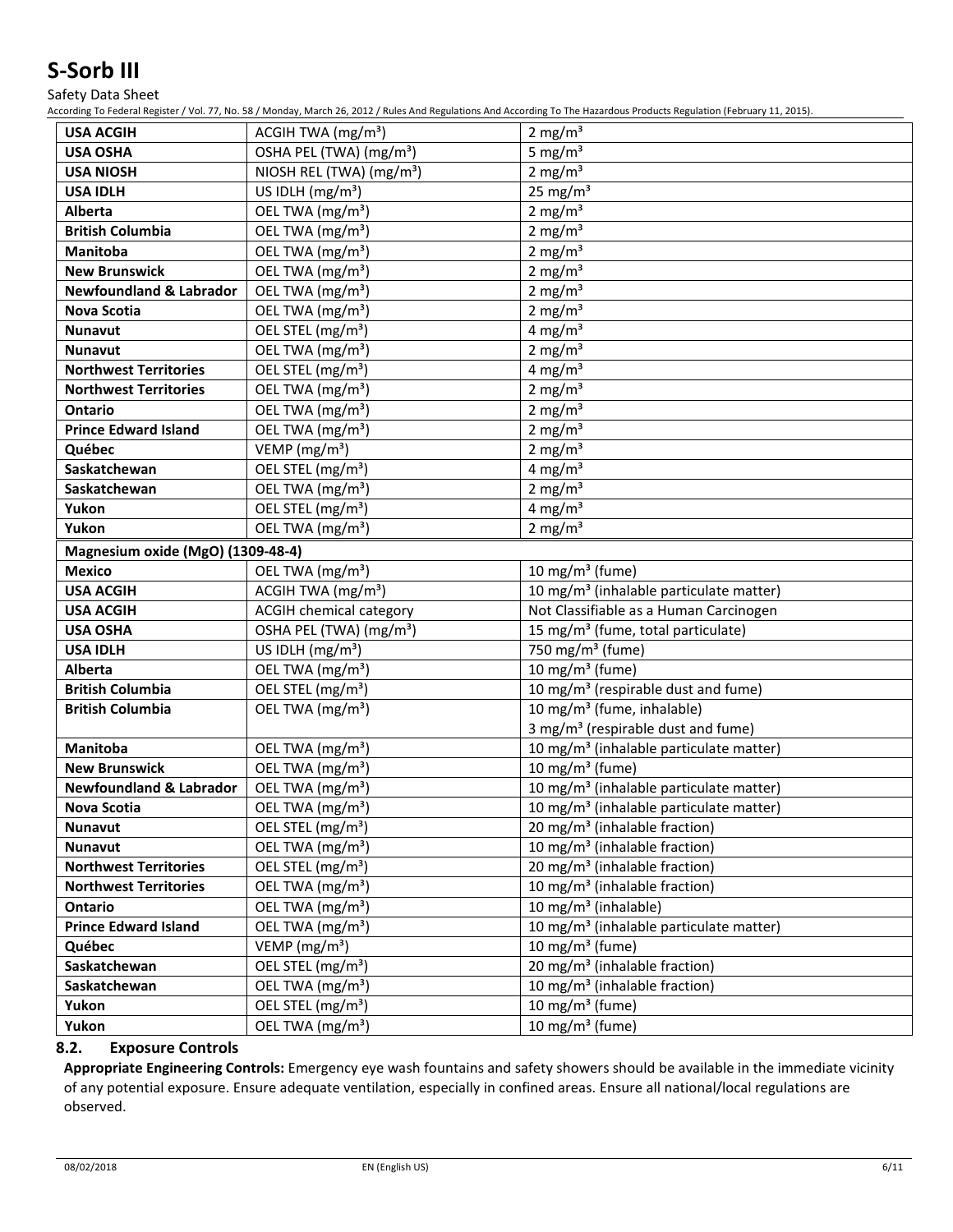| USA ACGIH | ACGIH TWA (mg/m³) | 2 mg/m³ |
|---|---|---|
| USA OSHA | OSHA PEL (TWA) (mg/m³) | 5 mg/m³ |
| USA NIOSH | NIOSH REL (TWA) (mg/m³) | 2 mg/m³ |
| USA IDLH | US IDLH (mg/m³) | 25 mg/m³ |
| Alberta | OEL TWA (mg/m³) | 2 mg/m³ |
| British Columbia | OEL TWA (mg/m³) | 2 mg/m³ |
| Manitoba | OEL TWA (mg/m³) | 2 mg/m³ |
| New Brunswick | OEL TWA (mg/m³) | 2 mg/m³ |
| Newfoundland & Labrador | OEL TWA (mg/m³) | 2 mg/m³ |
| Nova Scotia | OEL TWA (mg/m³) | 2 mg/m³ |
| Nunavut | OEL STEL (mg/m³) | 4 mg/m³ |
| Nunavut | OEL TWA (mg/m³) | 2 mg/m³ |
| Northwest Territories | OEL STEL (mg/m³) | 4 mg/m³ |
| Northwest Territories | OEL TWA (mg/m³) | 2 mg/m³ |
| Ontario | OEL TWA (mg/m³) | 2 mg/m³ |
| Prince Edward Island | OEL TWA (mg/m³) | 2 mg/m³ |
| Québec | VEMP (mg/m³) | 2 mg/m³ |
| Saskatchewan | OEL STEL (mg/m³) | 4 mg/m³ |
| Saskatchewan | OEL TWA (mg/m³) | 2 mg/m³ |
| Yukon | OEL STEL (mg/m³) | 4 mg/m³ |
| Yukon | OEL TWA (mg/m³) | 2 mg/m³ |
| **Magnesium oxide (MgO) (1309-48-4)** | | |
| Mexico | OEL TWA (mg/m³) | 10 mg/m³ (fume) |
| USA ACGIH | ACGIH TWA (mg/m³) | 10 mg/m³ (inhalable particulate matter) |
| USA ACGIH | ACGIH chemical category | Not Classifiable as a Human Carcinogen |
| USA OSHA | OSHA PEL (TWA) (mg/m³) | 15 mg/m³ (fume, total particulate) |
| USA IDLH | US IDLH (mg/m³) | 750 mg/m³ (fume) |
| Alberta | OEL TWA (mg/m³) | 10 mg/m³ (fume) |
| British Columbia | OEL STEL (mg/m³) | 10 mg/m³ (respirable dust and fume) |
| British Columbia | OEL TWA (mg/m³) | 10 mg/m³ (fume, inhalable)<br>3 mg/m³ (respirable dust and fume) |
| Manitoba | OEL TWA (mg/m³) | 10 mg/m³ (inhalable particulate matter) |
| New Brunswick | OEL TWA (mg/m³) | 10 mg/m³ (fume) |
| Newfoundland & Labrador | OEL TWA (mg/m³) | 10 mg/m³ (inhalable particulate matter) |
| Nova Scotia | OEL TWA (mg/m³) | 10 mg/m³ (inhalable particulate matter) |
| Nunavut | OEL STEL (mg/m³) | 20 mg/m³ (inhalable fraction) |
| Nunavut | OEL TWA (mg/m³) | 10 mg/m³ (inhalable fraction) |
| Northwest Territories | OEL STEL (mg/m³) | 20 mg/m³ (inhalable fraction) |
| Northwest Territories | OEL TWA (mg/m³) | 10 mg/m³ (inhalable fraction) |
| Ontario | OEL TWA (mg/m³) | 10 mg/m³ (inhalable) |
| Prince Edward Island | OEL TWA (mg/m³) | 10 mg/m³ (inhalable particulate matter) |
| Québec | VEMP (mg/m³) | 10 mg/m³ (fume) |
| Saskatchewan | OEL STEL (mg/m³) | 20 mg/m³ (inhalable fraction) |
| Saskatchewan | OEL TWA (mg/m³) | 10 mg/m³ (inhalable fraction) |
| Yukon | OEL STEL (mg/m³) | 10 mg/m³ (fume) |
| Yukon | OEL TWA (mg/m³) | 10 mg/m³ (fume) |

### 8.2. Exposure Controls

**Appropriate Engineering Controls:** Emergency eye wash fountains and safety showers should be available in the immediate vicinity of any potential exposure. Ensure adequate ventilation, especially in confined areas. Ensure all national/local regulations are observed.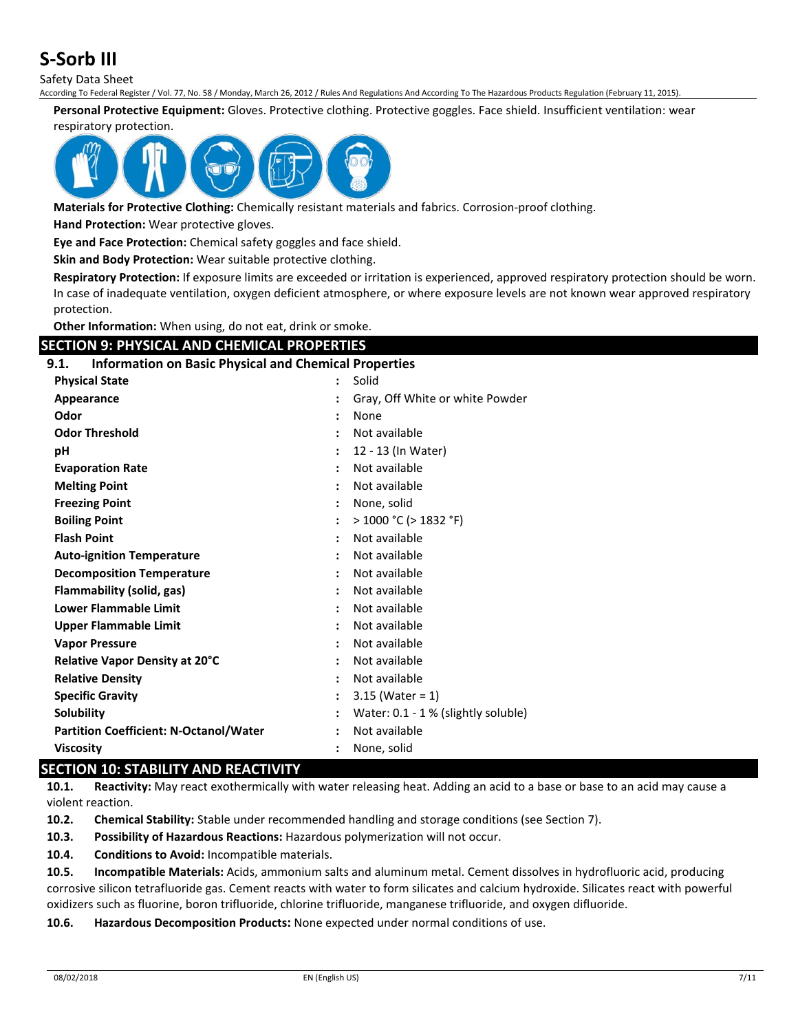**Personal Protective Equipment:** Gloves. Protective clothing. Protective goggles. Face shield. Insufficient ventilation: wear respiratory protection.

**Materials for Protective Clothing:** Chemically resistant materials and fabrics. Corrosion-proof clothing.

**Hand Protection:** Wear protective gloves.

**Eye and Face Protection:** Chemical safety goggles and face shield.

**Skin and Body Protection:** Wear suitable protective clothing.

**Respiratory Protection:** If exposure limits are exceeded or irritation is experienced, approved respiratory protection should be worn. In case of inadequate ventilation, oxygen deficient atmosphere, or where exposure levels are not known wear approved respiratory protection.

**Other Information:** When using, do not eat, drink or smoke.

## SECTION 9: PHYSICAL AND CHEMICAL PROPERTIES

### 9.1. Information on Basic Physical and Chemical Properties

| Property | | Value |
|---|---|---|
| **Physical State** | : | Solid |
| **Appearance** | : | Gray, Off White or white Powder |
| **Odor** | : | None |
| **Odor Threshold** | : | Not available |
| **pH** | : | 12 - 13 (In Water) |
| **Evaporation Rate** | : | Not available |
| **Melting Point** | : | Not available |
| **Freezing Point** | : | None, solid |
| **Boiling Point** | : | > 1000 °C (> 1832 °F) |
| **Flash Point** | : | Not available |
| **Auto-ignition Temperature** | : | Not available |
| **Decomposition Temperature** | : | Not available |
| **Flammability (solid, gas)** | : | Not available |
| **Lower Flammable Limit** | : | Not available |
| **Upper Flammable Limit** | : | Not available |
| **Vapor Pressure** | : | Not available |
| **Relative Vapor Density at 20°C** | : | Not available |
| **Relative Density** | : | Not available |
| **Specific Gravity** | : | 3.15 (Water = 1) |
| **Solubility** | : | Water: 0.1 - 1 % (slightly soluble) |
| **Partition Coefficient: N-Octanol/Water** | : | Not available |
| **Viscosity** | : | None, solid |

## SECTION 10: STABILITY AND REACTIVITY

**10.1. Reactivity:** May react exothermically with water releasing heat. Adding an acid to a base or base to an acid may cause a violent reaction.

**10.2. Chemical Stability:** Stable under recommended handling and storage conditions (see Section 7).

**10.3. Possibility of Hazardous Reactions:** Hazardous polymerization will not occur.

**10.4. Conditions to Avoid:** Incompatible materials.

**10.5. Incompatible Materials:** Acids, ammonium salts and aluminum metal. Cement dissolves in hydrofluoric acid, producing corrosive silicon tetrafluoride gas. Cement reacts with water to form silicates and calcium hydroxide. Silicates react with powerful oxidizers such as fluorine, boron trifluoride, chlorine trifluoride, manganese trifluoride, and oxygen difluoride.

**10.6. Hazardous Decomposition Products:** None expected under normal conditions of use.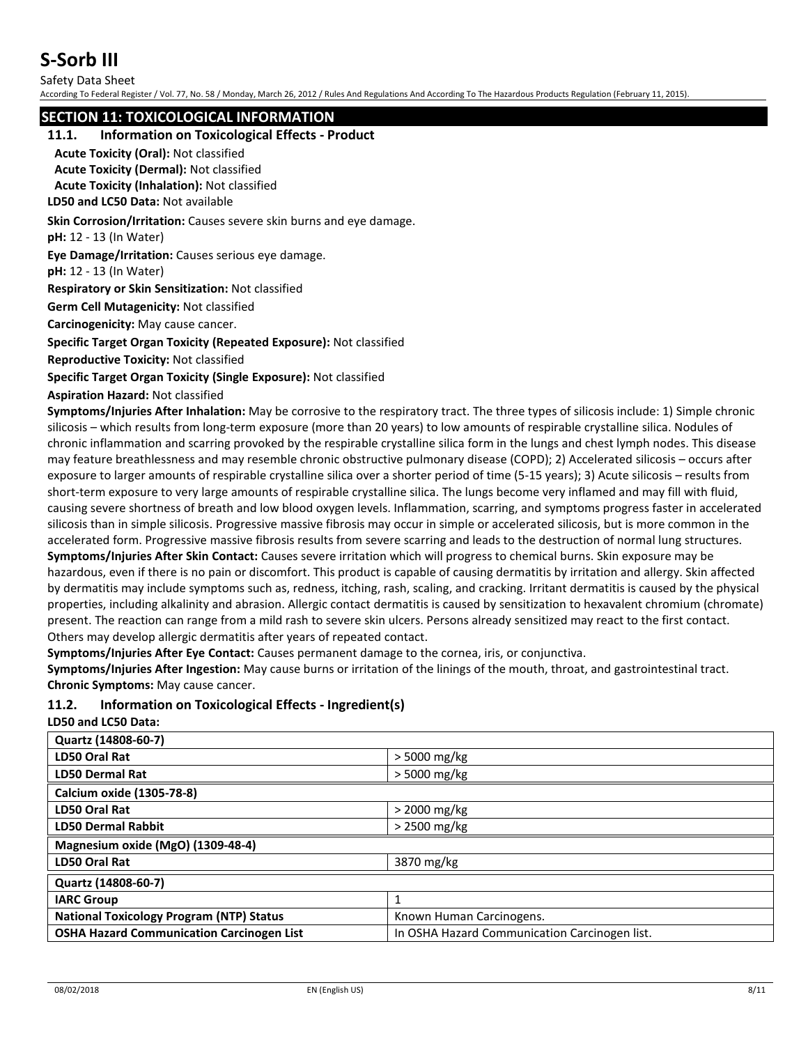## SECTION 11: TOXICOLOGICAL INFORMATION

### 11.1. Information on Toxicological Effects - Product

**Acute Toxicity (Oral):** Not classified

**Acute Toxicity (Dermal):** Not classified

**Acute Toxicity (Inhalation):** Not classified

**LD50 and LC50 Data:** Not available

**Skin Corrosion/Irritation:** Causes severe skin burns and eye damage.

**pH:** 12 - 13 (In Water)

**Eye Damage/Irritation:** Causes serious eye damage.

**pH:** 12 - 13 (In Water)

**Respiratory or Skin Sensitization:** Not classified

**Germ Cell Mutagenicity:** Not classified

**Carcinogenicity:** May cause cancer.

**Specific Target Organ Toxicity (Repeated Exposure):** Not classified

**Reproductive Toxicity:** Not classified

**Specific Target Organ Toxicity (Single Exposure):** Not classified

**Aspiration Hazard:** Not classified

**Symptoms/Injuries After Inhalation:** May be corrosive to the respiratory tract. The three types of silicosis include: 1) Simple chronic silicosis – which results from long-term exposure (more than 20 years) to low amounts of respirable crystalline silica. Nodules of chronic inflammation and scarring provoked by the respirable crystalline silica form in the lungs and chest lymph nodes. This disease may feature breathlessness and may resemble chronic obstructive pulmonary disease (COPD); 2) Accelerated silicosis – occurs after exposure to larger amounts of respirable crystalline silica over a shorter period of time (5-15 years); 3) Acute silicosis – results from short-term exposure to very large amounts of respirable crystalline silica. The lungs become very inflamed and may fill with fluid, causing severe shortness of breath and low blood oxygen levels. Inflammation, scarring, and symptoms progress faster in accelerated silicosis than in simple silicosis. Progressive massive fibrosis may occur in simple or accelerated silicosis, but is more common in the accelerated form. Progressive massive fibrosis results from severe scarring and leads to the destruction of normal lung structures.

**Symptoms/Injuries After Skin Contact:** Causes severe irritation which will progress to chemical burns. Skin exposure may be hazardous, even if there is no pain or discomfort. This product is capable of causing dermatitis by irritation and allergy. Skin affected by dermatitis may include symptoms such as, redness, itching, rash, scaling, and cracking. Irritant dermatitis is caused by the physical properties, including alkalinity and abrasion. Allergic contact dermatitis is caused by sensitization to hexavalent chromium (chromate) present. The reaction can range from a mild rash to severe skin ulcers. Persons already sensitized may react to the first contact. Others may develop allergic dermatitis after years of repeated contact.

**Symptoms/Injuries After Eye Contact:** Causes permanent damage to the cornea, iris, or conjunctiva.

**Symptoms/Injuries After Ingestion:** May cause burns or irritation of the linings of the mouth, throat, and gastrointestinal tract.

**Chronic Symptoms:** May cause cancer.

### 11.2. Information on Toxicological Effects - Ingredient(s)

**LD50 and LC50 Data:**

| Quartz (14808-60-7) | |
|---|---|
| **LD50 Oral Rat** | > 5000 mg/kg |
| **LD50 Dermal Rat** | > 5000 mg/kg |
| **Calcium oxide (1305-78-8)** | |
| **LD50 Oral Rat** | > 2000 mg/kg |
| **LD50 Dermal Rabbit** | > 2500 mg/kg |
| **Magnesium oxide (MgO) (1309-48-4)** | |
| **LD50 Oral Rat** | 3870 mg/kg |

| Quartz (14808-60-7) | |
|---|---|
| **IARC Group** | 1 |
| **National Toxicology Program (NTP) Status** | Known Human Carcinogens. |
| **OSHA Hazard Communication Carcinogen List** | In OSHA Hazard Communication Carcinogen list. |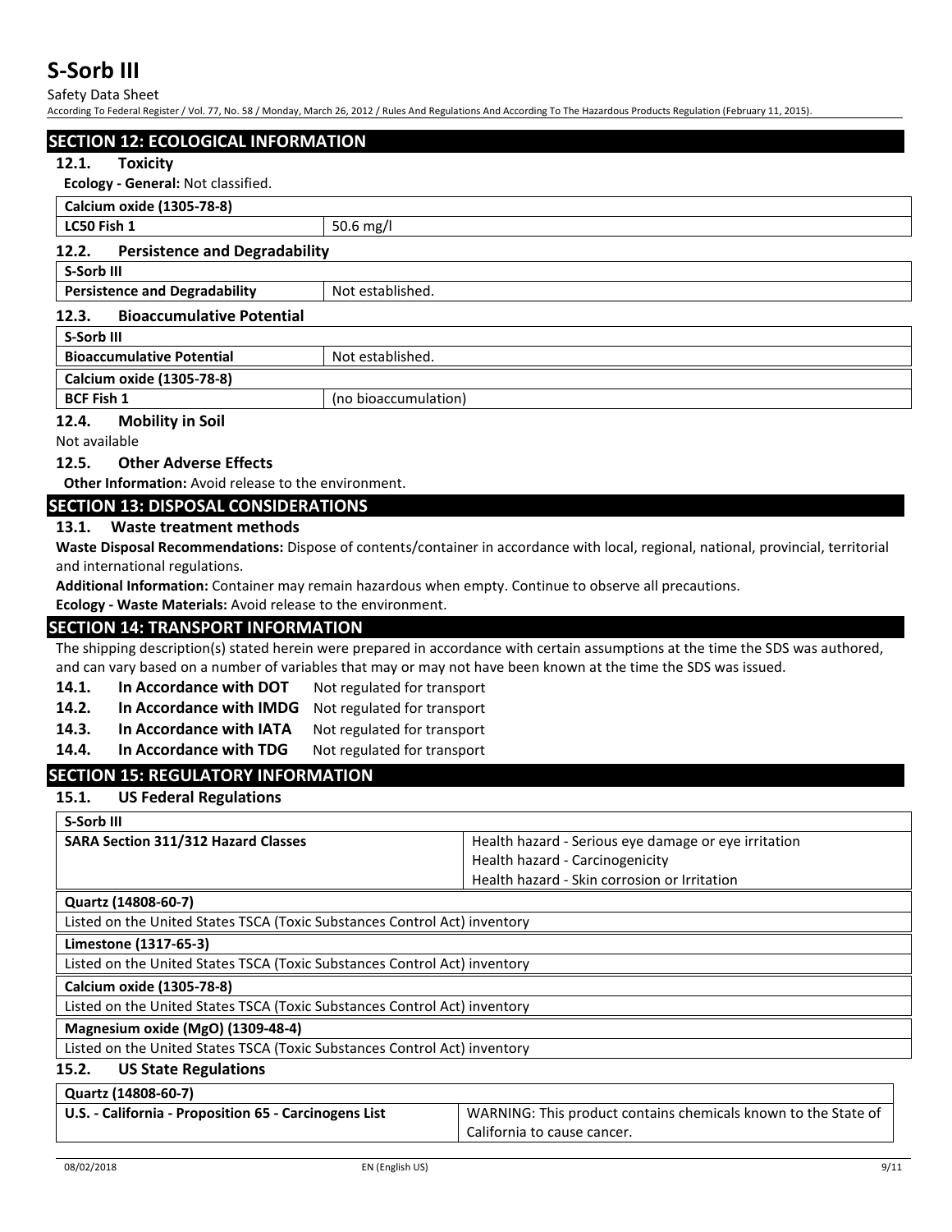## SECTION 12: ECOLOGICAL INFORMATION

### 12.1. Toxicity

**Ecology - General:** Not classified.

| Calcium oxide (1305-78-8) | |
|---|---|
| **LC50 Fish 1** | 50.6 mg/l |

### 12.2. Persistence and Degradability

| S-Sorb III | |
|---|---|
| **Persistence and Degradability** | Not established. |

### 12.3. Bioaccumulative Potential

| S-Sorb III | |
|---|---|
| **Bioaccumulative Potential** | Not established. |
| **Calcium oxide (1305-78-8)** | |
| **BCF Fish 1** | (no bioaccumulation) |

### 12.4. Mobility in Soil

Not available

### 12.5. Other Adverse Effects

**Other Information:** Avoid release to the environment.

## SECTION 13: DISPOSAL CONSIDERATIONS

### 13.1. Waste treatment methods

**Waste Disposal Recommendations:** Dispose of contents/container in accordance with local, regional, national, provincial, territorial and international regulations.

**Additional Information:** Container may remain hazardous when empty. Continue to observe all precautions.

**Ecology - Waste Materials:** Avoid release to the environment.

## SECTION 14: TRANSPORT INFORMATION

The shipping description(s) stated herein were prepared in accordance with certain assumptions at the time the SDS was authored, and can vary based on a number of variables that may or may not have been known at the time the SDS was issued.

**14.1. In Accordance with DOT** Not regulated for transport

**14.2. In Accordance with IMDG** Not regulated for transport

**14.3. In Accordance with IATA** Not regulated for transport

**14.4. In Accordance with TDG** Not regulated for transport

## SECTION 15: REGULATORY INFORMATION

### 15.1. US Federal Regulations

| S-Sorb III | |
|---|---|
| **SARA Section 311/312 Hazard Classes** | Health hazard - Serious eye damage or eye irritation<br>Health hazard - Carcinogenicity<br>Health hazard - Skin corrosion or Irritation |

| Quartz (14808-60-7) |
|---|
| Listed on the United States TSCA (Toxic Substances Control Act) inventory |
| **Limestone (1317-65-3)** |
| Listed on the United States TSCA (Toxic Substances Control Act) inventory |
| **Calcium oxide (1305-78-8)** |
| Listed on the United States TSCA (Toxic Substances Control Act) inventory |
| **Magnesium oxide (MgO) (1309-48-4)** |
| Listed on the United States TSCA (Toxic Substances Control Act) inventory |

### 15.2. US State Regulations

| Quartz (14808-60-7) | |
|---|---|
| **U.S. - California - Proposition 65 - Carcinogens List** | WARNING: This product contains chemicals known to the State of California to cause cancer. |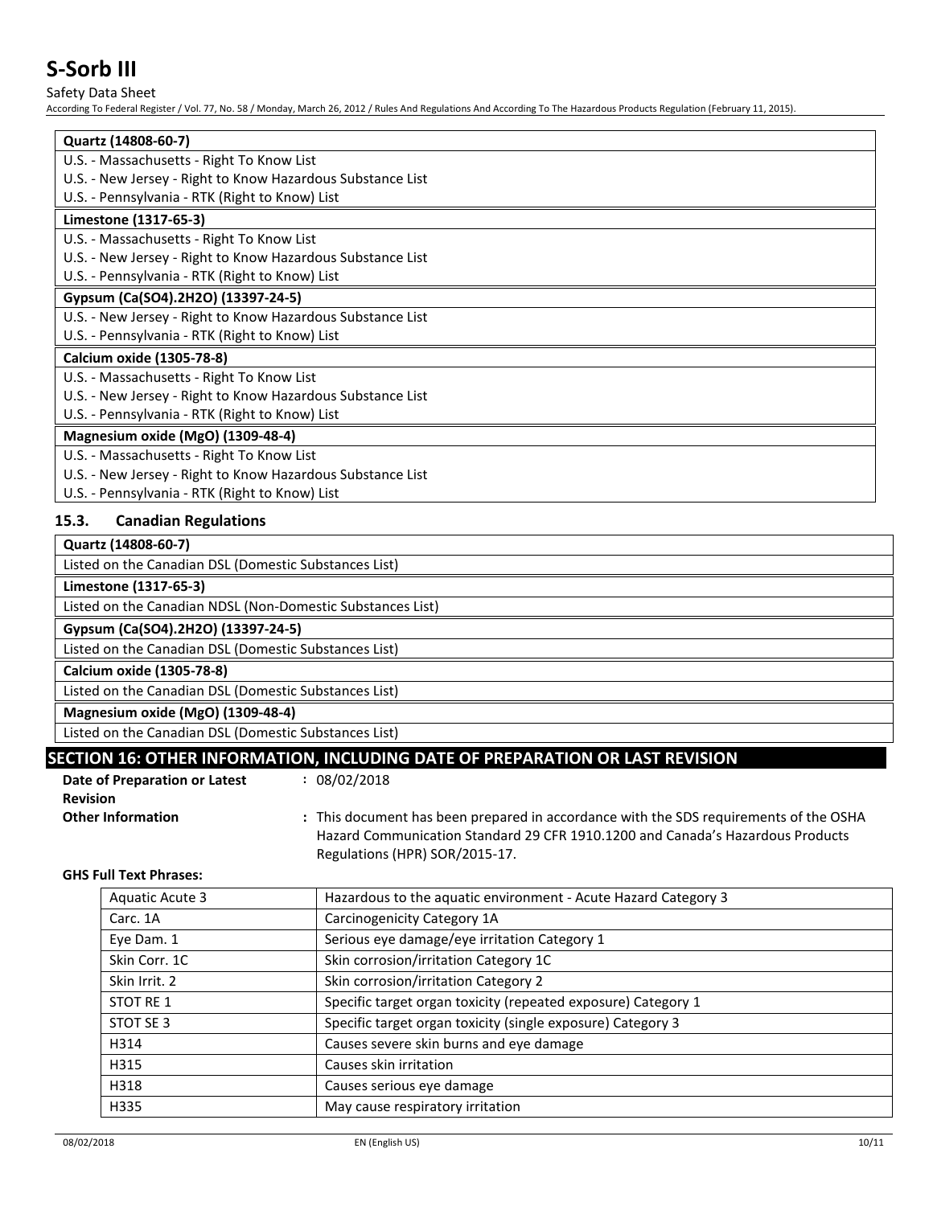| Quartz (14808-60-7) |
| --- |
| U.S. - Massachusetts - Right To Know List |
| U.S. - New Jersey - Right to Know Hazardous Substance List |
| U.S. - Pennsylvania - RTK (Right to Know) List |

| Limestone (1317-65-3) |
| --- |
| U.S. - Massachusetts - Right To Know List |
| U.S. - New Jersey - Right to Know Hazardous Substance List |
| U.S. - Pennsylvania - RTK (Right to Know) List |

| Gypsum (Ca(SO4).2H2O) (13397-24-5) |
| --- |
| U.S. - New Jersey - Right to Know Hazardous Substance List |
| U.S. - Pennsylvania - RTK (Right to Know) List |

| Calcium oxide (1305-78-8) |
| --- |
| U.S. - Massachusetts - Right To Know List |
| U.S. - New Jersey - Right to Know Hazardous Substance List |
| U.S. - Pennsylvania - RTK (Right to Know) List |

| Magnesium oxide (MgO) (1309-48-4) |
| --- |
| U.S. - Massachusetts - Right To Know List |
| U.S. - New Jersey - Right to Know Hazardous Substance List |
| U.S. - Pennsylvania - RTK (Right to Know) List |

### 15.3. Canadian Regulations

| Quartz (14808-60-7) |
| --- |
| Listed on the Canadian DSL (Domestic Substances List) |

| Limestone (1317-65-3) |
| --- |
| Listed on the Canadian NDSL (Non-Domestic Substances List) |

| Gypsum (Ca(SO4).2H2O) (13397-24-5) |
| --- |
| Listed on the Canadian DSL (Domestic Substances List) |

| Calcium oxide (1305-78-8) |
| --- |
| Listed on the Canadian DSL (Domestic Substances List) |

| Magnesium oxide (MgO) (1309-48-4) |
| --- |
| Listed on the Canadian DSL (Domestic Substances List) |

## SECTION 16: OTHER INFORMATION, INCLUDING DATE OF PREPARATION OR LAST REVISION

**Date of Preparation or Latest Revision** : 08/02/2018

**Other Information** : This document has been prepared in accordance with the SDS requirements of the OSHA Hazard Communication Standard 29 CFR 1910.1200 and Canada's Hazardous Products Regulations (HPR) SOR/2015-17.

**GHS Full Text Phrases:**

| | |
| --- | --- |
| Aquatic Acute 3 | Hazardous to the aquatic environment - Acute Hazard Category 3 |
| Carc. 1A | Carcinogenicity Category 1A |
| Eye Dam. 1 | Serious eye damage/eye irritation Category 1 |
| Skin Corr. 1C | Skin corrosion/irritation Category 1C |
| Skin Irrit. 2 | Skin corrosion/irritation Category 2 |
| STOT RE 1 | Specific target organ toxicity (repeated exposure) Category 1 |
| STOT SE 3 | Specific target organ toxicity (single exposure) Category 3 |
| H314 | Causes severe skin burns and eye damage |
| H315 | Causes skin irritation |
| H318 | Causes serious eye damage |
| H335 | May cause respiratory irritation |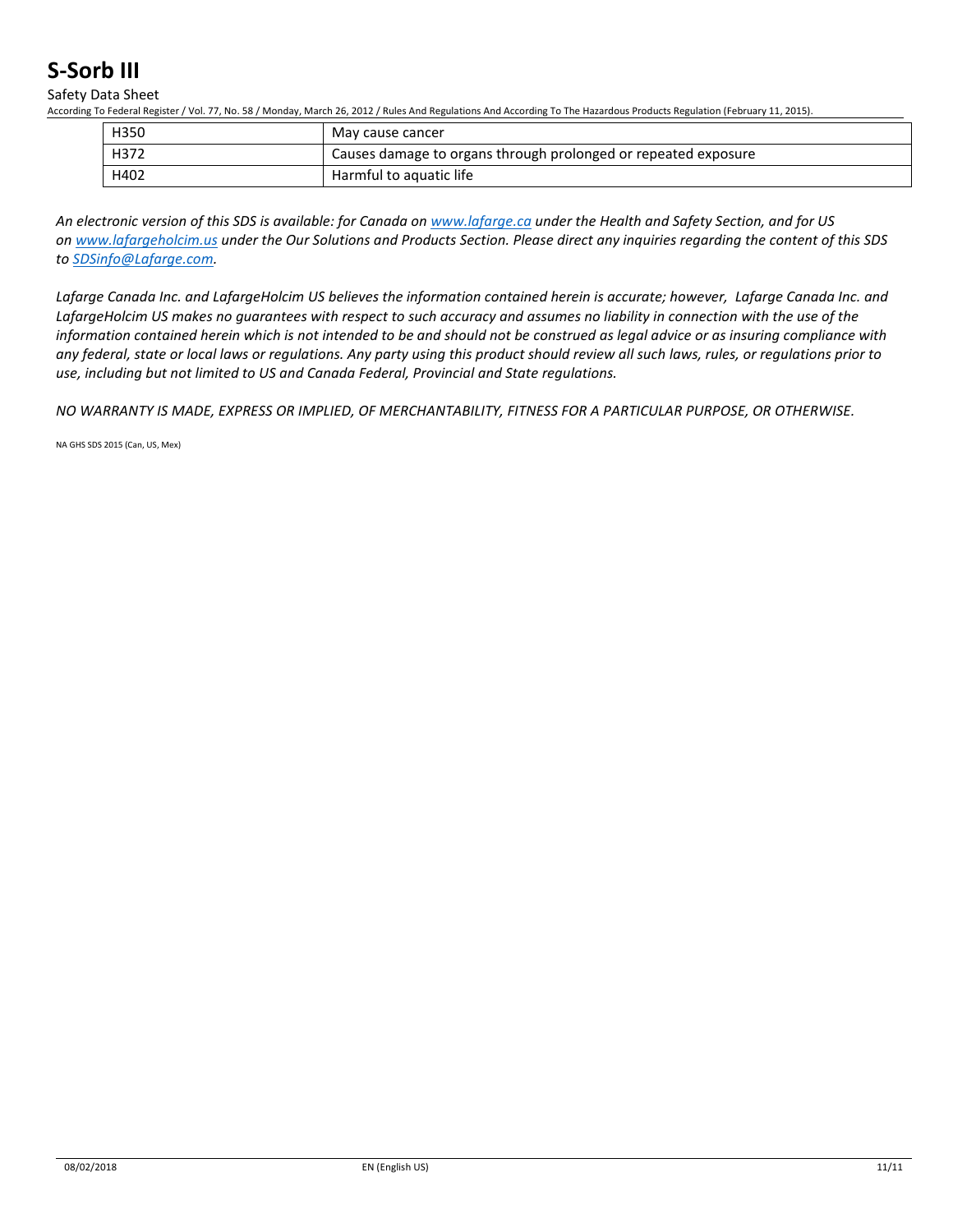| | |
|---|---|
| H350 | May cause cancer |
| H372 | Causes damage to organs through prolonged or repeated exposure |
| H402 | Harmful to aquatic life |

*An electronic version of this SDS is available: for Canada on [www.lafarge.ca](http://www.lafarge.ca) under the Health and Safety Section, and for US on [www.lafargeholcim.us](http://www.lafargeholcim.us) under the Our Solutions and Products Section. Please direct any inquiries regarding the content of this SDS to [SDSinfo@Lafarge.com](mailto:SDSinfo@Lafarge.com).*

*Lafarge Canada Inc. and LafargeHolcim US believes the information contained herein is accurate; however, Lafarge Canada Inc. and LafargeHolcim US makes no guarantees with respect to such accuracy and assumes no liability in connection with the use of the information contained herein which is not intended to be and should not be construed as legal advice or as insuring compliance with any federal, state or local laws or regulations. Any party using this product should review all such laws, rules, or regulations prior to use, including but not limited to US and Canada Federal, Provincial and State regulations.*

*NO WARRANTY IS MADE, EXPRESS OR IMPLIED, OF MERCHANTABILITY, FITNESS FOR A PARTICULAR PURPOSE, OR OTHERWISE.*

NA GHS SDS 2015 (Can, US, Mex)